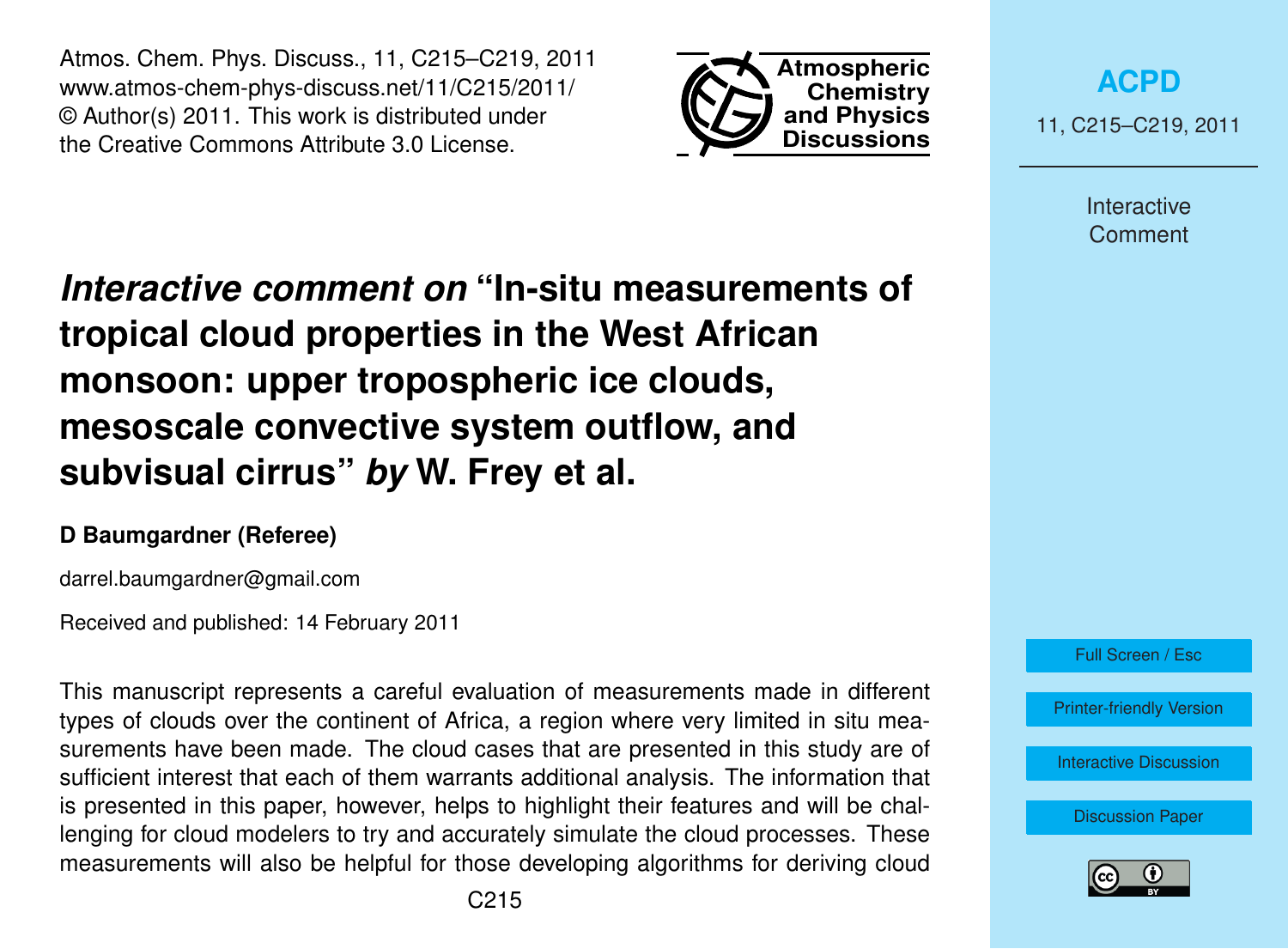# *Interactive comment on* "In-situ measurements of tropical cloud properties in the West African monsoon: upper tropospheric ice clouds, mesoscale convective system outflow, and subvisual cirrus" *by* W. Frey et al.

**D Baumgardner (Referee)**

darrel.baumgardner@gmail.com

Received and published: 14 February 2011

This manuscript represents a careful evaluation of measurements made in different types of clouds over the continent of Africa, a region where very limited in situ measurements have been made. The cloud cases that are presented in this study are of sufficient interest that each of them warrants additional analysis. The information that is presented in this paper, however, helps to highlight their features and will be challenging for cloud modelers to try and accurately simulate the cloud processes. These measurements will also be helpful for those developing algorithms for deriving cloud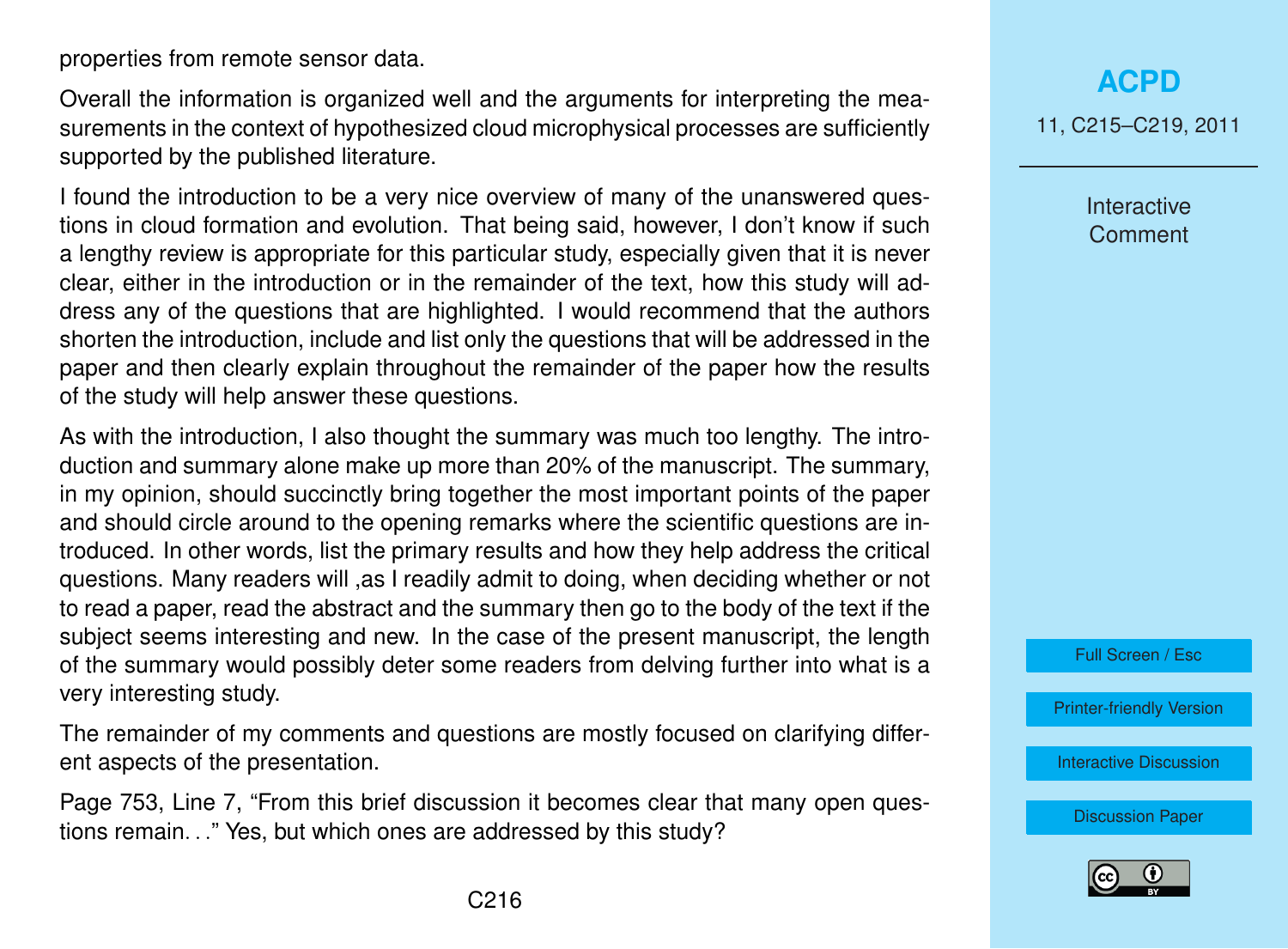properties from remote sensor data.

Overall the information is organized well and the arguments for interpreting the measurements in the context of hypothesized cloud microphysical processes are sufficiently supported by the published literature.

I found the introduction to be a very nice overview of many of the unanswered questions in cloud formation and evolution. That being said, however, I don't know if such a lengthy review is appropriate for this particular study, especially given that it is never clear, either in the introduction or in the remainder of the text, how this study will address any of the questions that are highlighted. I would recommend that the authors shorten the introduction, include and list only the questions that will be addressed in the paper and then clearly explain throughout the remainder of the paper how the results of the study will help answer these questions.

As with the introduction, I also thought the summary was much too lengthy. The introduction and summary alone make up more than 20% of the manuscript. The summary, in my opinion, should succinctly bring together the most important points of the paper and should circle around to the opening remarks where the scientific questions are introduced. In other words, list the primary results and how they help address the critical questions. Many readers will ,as I readily admit to doing, when deciding whether or not to read a paper, read the abstract and the summary then go to the body of the text if the subject seems interesting and new. In the case of the present manuscript, the length of the summary would possibly deter some readers from delving further into what is a very interesting study.

The remainder of my comments and questions are mostly focused on clarifying different aspects of the presentation.

Page 753, Line 7, "From this brief discussion it becomes clear that many open questions remain…" Yes, but which ones are addressed by this study?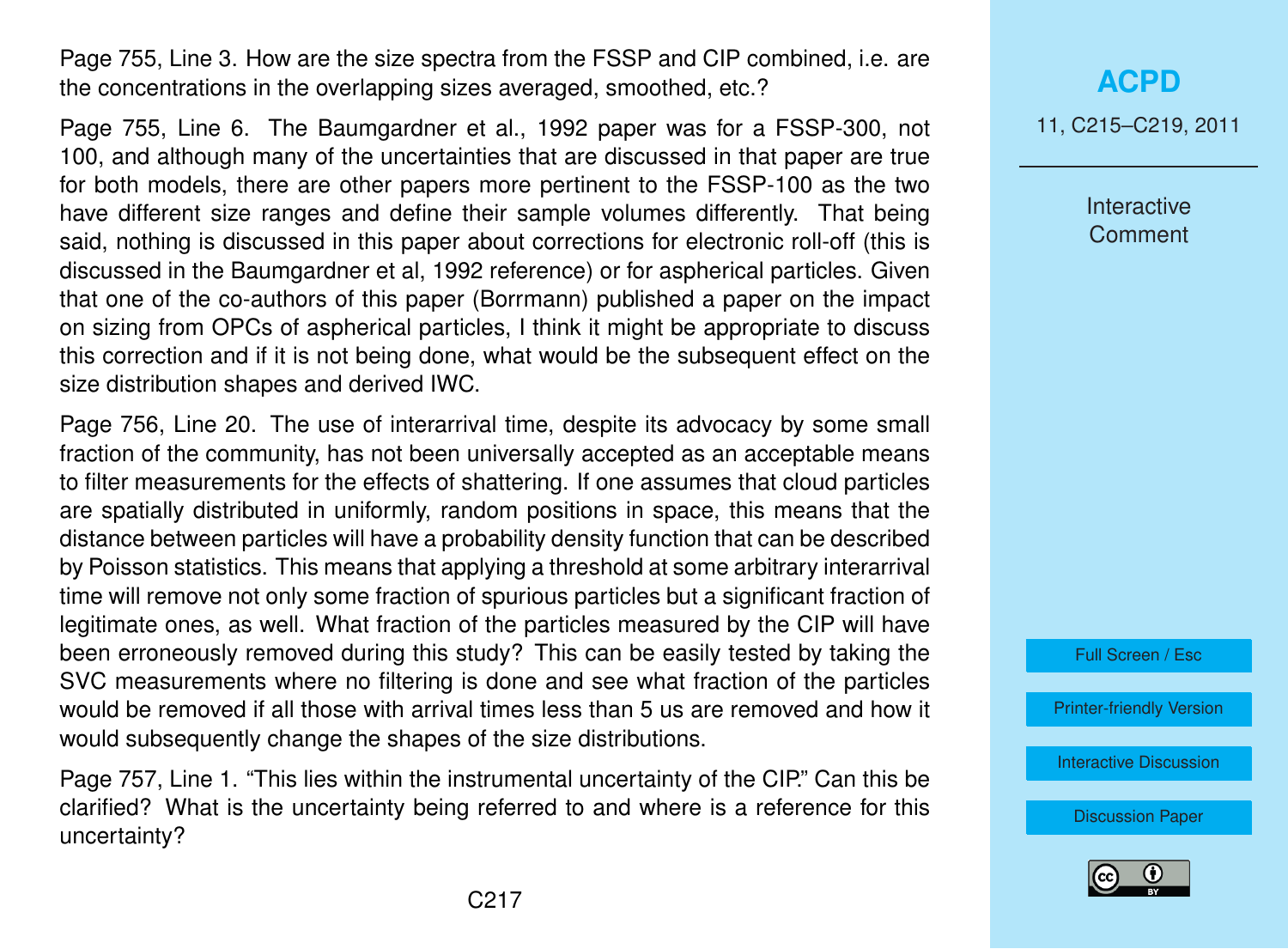Page 755, Line 3. How are the size spectra from the FSSP and CIP combined, i.e. are the concentrations in the overlapping sizes averaged, smoothed, etc.?

Page 755, Line 6. The Baumgardner et al., 1992 paper was for a FSSP-300, not 100, and although many of the uncertainties that are discussed in that paper are true for both models, there are other papers more pertinent to the FSSP-100 as the two have different size ranges and define their sample volumes differently. That being said, nothing is discussed in this paper about corrections for electronic roll-off (this is discussed in the Baumgardner et al, 1992 reference) or for aspherical particles. Given that one of the co-authors of this paper (Borrmann) published a paper on the impact on sizing from OPCs of aspherical particles, I think it might be appropriate to discuss this correction and if it is not being done, what would be the subsequent effect on the size distribution shapes and derived IWC.

Page 756, Line 20. The use of interarrival time, despite its advocacy by some small fraction of the community, has not been universally accepted as an acceptable means to filter measurements for the effects of shattering. If one assumes that cloud particles are spatially distributed in uniformly, random positions in space, this means that the distance between particles will have a probability density function that can be described by Poisson statistics. This means that applying a threshold at some arbitrary interarrival time will remove not only some fraction of spurious particles but a significant fraction of legitimate ones, as well. What fraction of the particles measured by the CIP will have been erroneously removed during this study? This can be easily tested by taking the SVC measurements where no filtering is done and see what fraction of the particles would be removed if all those with arrival times less than 5 us are removed and how it would subsequently change the shapes of the size distributions.

Page 757, Line 1. "This lies within the instrumental uncertainty of the CIP." Can this be clarified? What is the uncertainty being referred to and where is a reference for this uncertainty?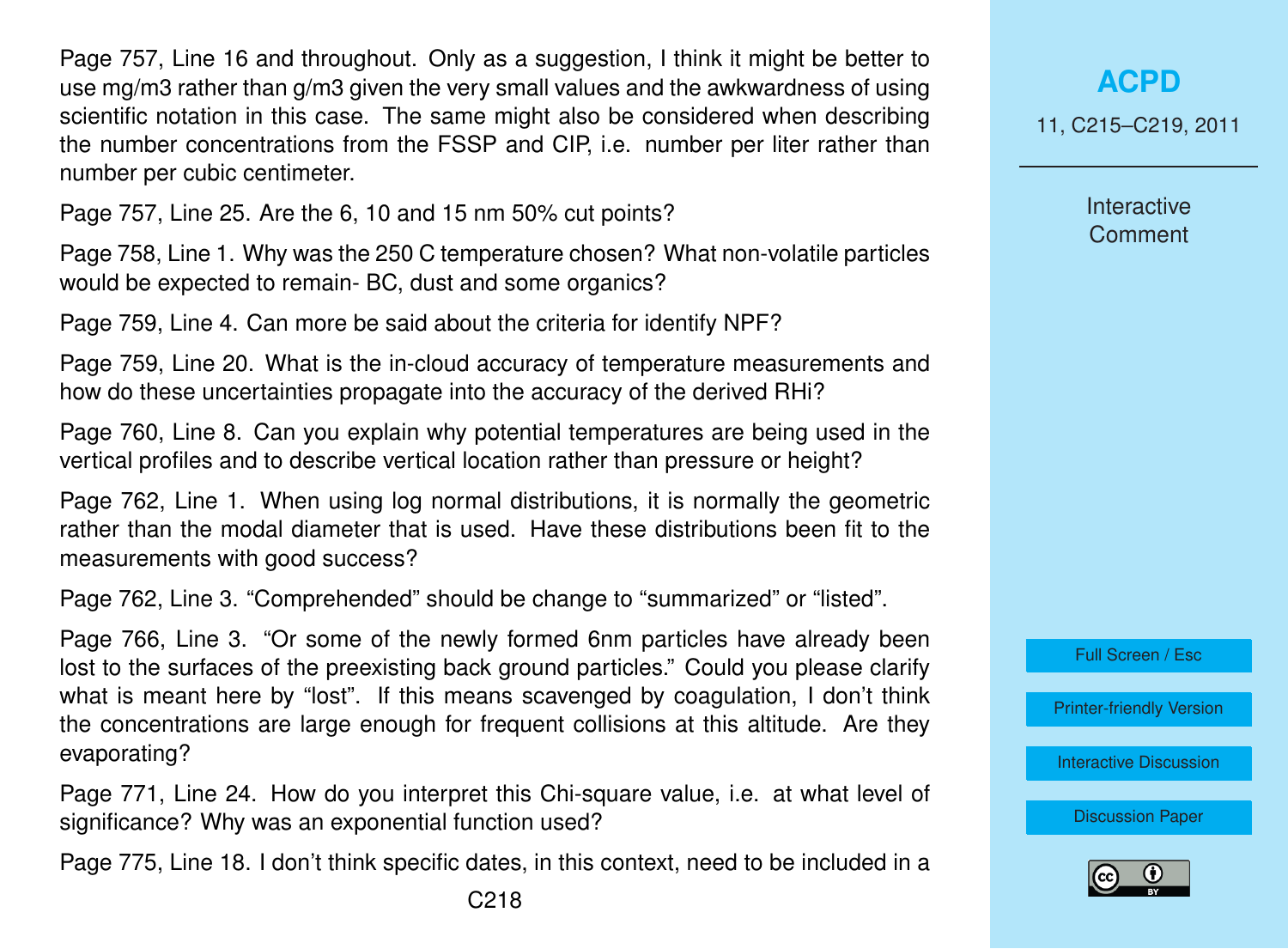Page 757, Line 16 and throughout. Only as a suggestion, I think it might be better to use mg/m3 rather than g/m3 given the very small values and the awkwardness of using scientific notation in this case. The same might also be considered when describing the number concentrations from the FSSP and CIP, i.e. number per liter rather than number per cubic centimeter.

Page 757, Line 25. Are the 6, 10 and 15 nm 50% cut points?

Page 758, Line 1. Why was the 250 C temperature chosen? What non-volatile particles would be expected to remain- BC, dust and some organics?

Page 759, Line 4. Can more be said about the criteria for identify NPF?

Page 759, Line 20. What is the in-cloud accuracy of temperature measurements and how do these uncertainties propagate into the accuracy of the derived RHi?

Page 760, Line 8. Can you explain why potential temperatures are being used in the vertical profiles and to describe vertical location rather than pressure or height?

Page 762, Line 1. When using log normal distributions, it is normally the geometric rather than the modal diameter that is used. Have these distributions been fit to the measurements with good success?

Page 762, Line 3. "Comprehended" should be change to "summarized" or "listed".

Page 766, Line 3. "Or some of the newly formed 6nm particles have already been lost to the surfaces of the preexisting back ground particles." Could you please clarify what is meant here by "lost". If this means scavenged by coagulation, I don't think the concentrations are large enough for frequent collisions at this altitude. Are they evaporating?

Page 771, Line 24. How do you interpret this Chi-square value, i.e. at what level of significance? Why was an exponential function used?

Page 775, Line 18. I don't think specific dates, in this context, need to be included in a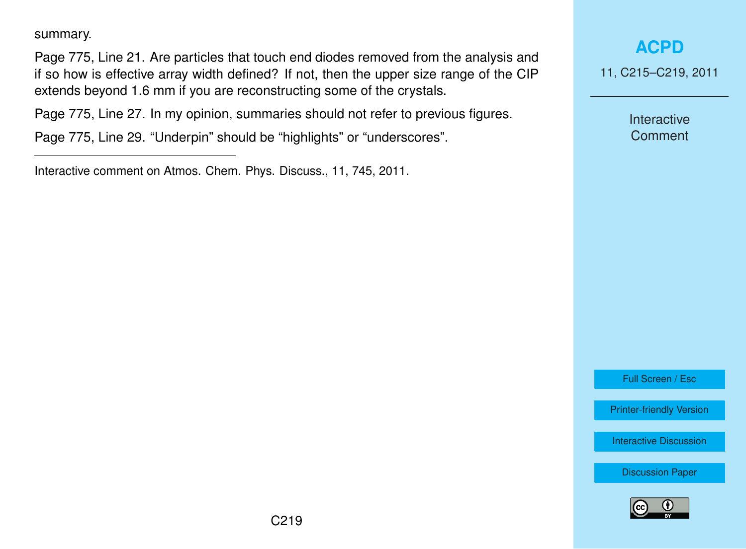summary.

Page 775, Line 21. Are particles that touch end diodes removed from the analysis and if so how is effective array width defined? If not, then the upper size range of the CIP extends beyond 1.6 mm if you are reconstructing some of the crystals.

Page 775, Line 27. In my opinion, summaries should not refer to previous figures.

Page 775, Line 29. “Underpin” should be “highlights” or “underscores”.

---

Interactive comment on Atmos. Chem. Phys. Discuss., 11, 745, 2011.